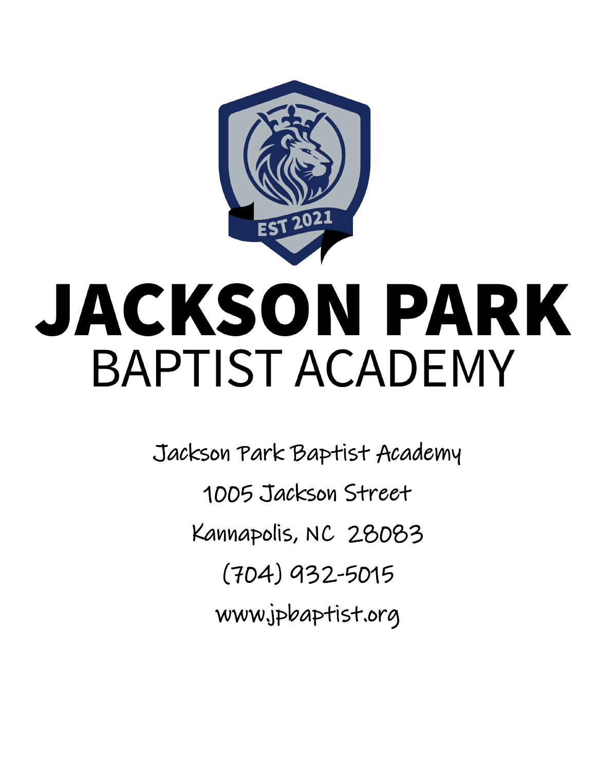# JACKSON PARK

## BAPTIST ACADEMY

Jackson Park Baptist Academy

1005 Jackson Street

Kannapolis, NC 28083

(704) 932-5015

www.jpbaptist.org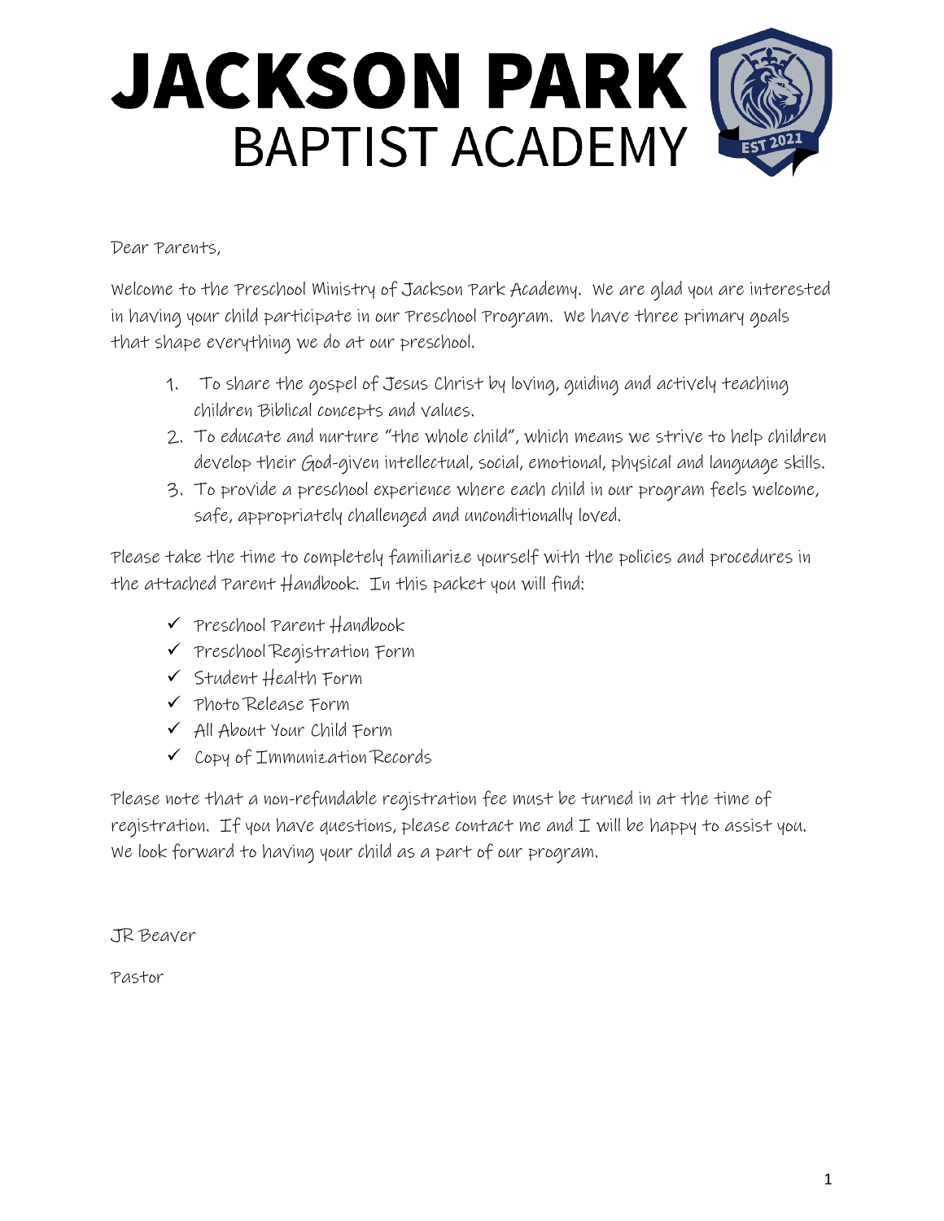# JACKSON PARK
## BAPTIST ACADEMY

Dear Parents,

Welcome to the Preschool Ministry of Jackson Park Academy. We are glad you are interested in having your child participate in our Preschool Program. We have three primary goals that shape everything we do at our preschool.

1. To share the gospel of Jesus Christ by loving, guiding and actively teaching children Biblical concepts and values.
2. To educate and nurture "the whole child", which means we strive to help children develop their God-given intellectual, social, emotional, physical and language skills.
3. To provide a preschool experience where each child in our program feels welcome, safe, appropriately challenged and unconditionally loved.

Please take the time to completely familiarize yourself with the policies and procedures in the attached Parent Handbook. In this packet you will find:

- ✓ Preschool Parent Handbook
- ✓ Preschool Registration Form
- ✓ Student Health Form
- ✓ Photo Release Form
- ✓ All About Your Child Form
- ✓ Copy of Immunization Records

Please note that a non-refundable registration fee must be turned in at the time of registration. If you have questions, please contact me and I will be happy to assist you. We look forward to having your child as a part of our program.

JR Beaver

Pastor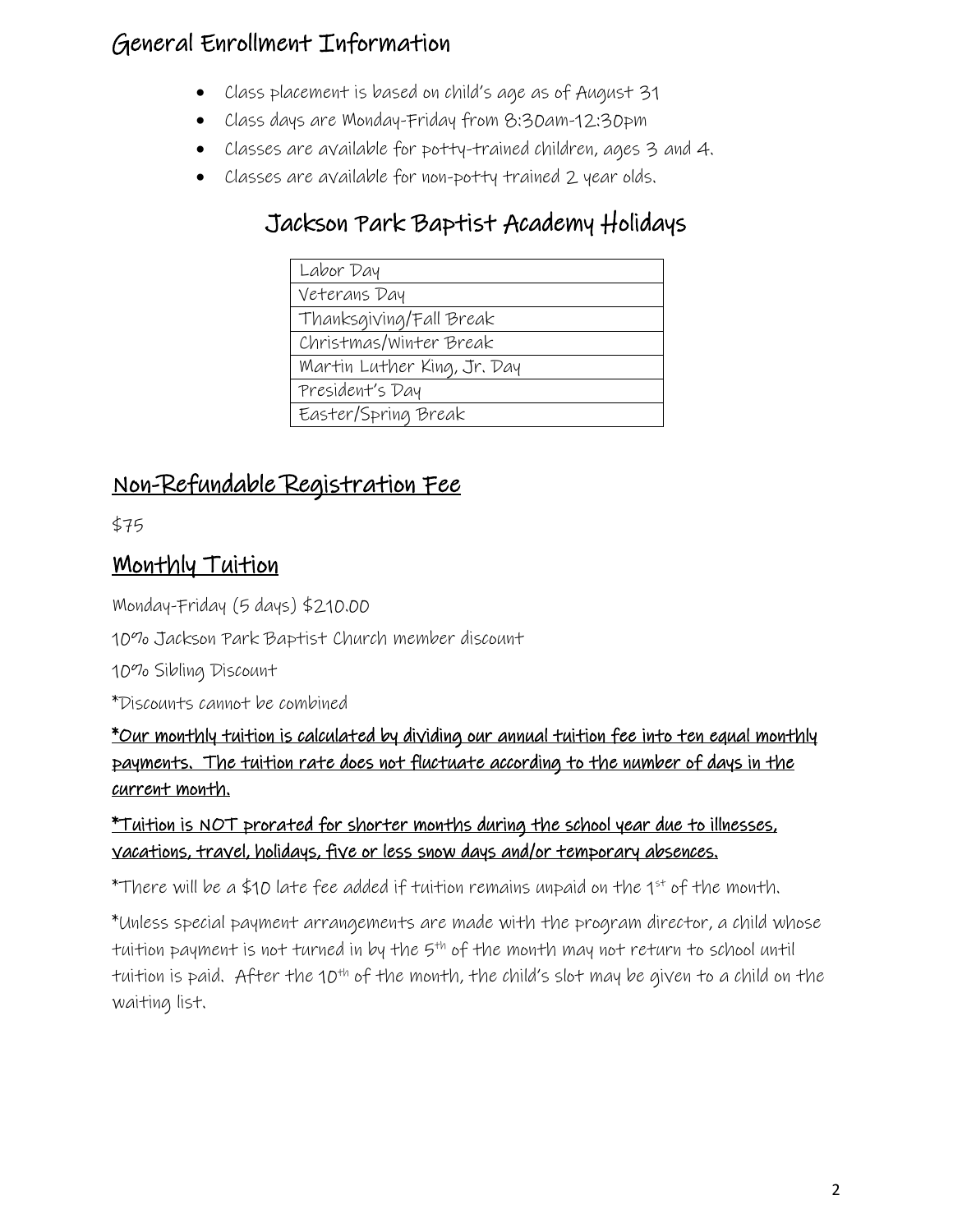## General Enrollment Information

- Class placement is based on child's age as of August 31
- Class days are Monday-Friday from 8:30am-12:30pm
- Classes are available for potty-trained children, ages 3 and 4.
- Classes are available for non-potty trained 2 year olds.

## Jackson Park Baptist Academy Holidays

| |
|---|
| Labor Day |
| Veterans Day |
| Thanksgiving/Fall Break |
| Christmas/Winter Break |
| Martin Luther King, Jr. Day |
| President's Day |
| Easter/Spring Break |

## Non-Refundable Registration Fee

$75

## Monthly Tuition

Monday-Friday (5 days) $210.00

10% Jackson Park Baptist Church member discount

10% Sibling Discount

*Discounts cannot be combined

**<u>*Our monthly tuition is calculated by dividing our annual tuition fee into ten equal monthly payments. The tuition rate does not fluctuate according to the number of days in the current month.</u>**

**<u>*Tuition is NOT prorated for shorter months during the school year due to illnesses, vacations, travel, holidays, five or less snow days and/or temporary absences.</u>**

*There will be a $10 late fee added if tuition remains unpaid on the 1st of the month.

*Unless special payment arrangements are made with the program director, a child whose tuition payment is not turned in by the 5th of the month may not return to school until tuition is paid. After the 10th of the month, the child's slot may be given to a child on the waiting list.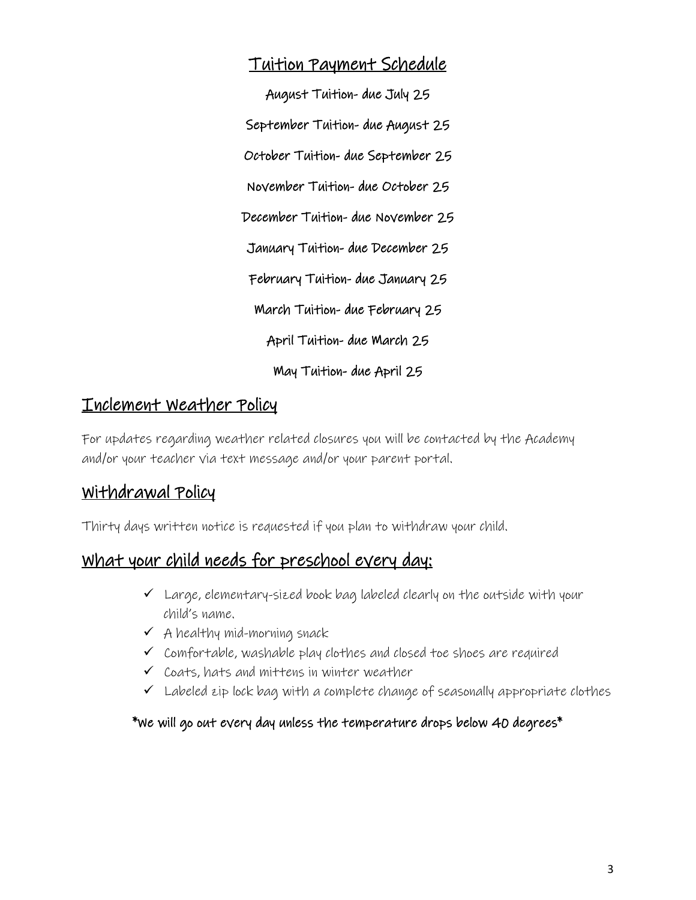## Tuition Payment Schedule

August Tuition- due July 25

September Tuition- due August 25

October Tuition- due September 25

November Tuition- due October 25

December Tuition- due November 25

January Tuition- due December 25

February Tuition- due January 25

March Tuition- due February 25

April Tuition- due March 25

May Tuition- due April 25

## Inclement Weather Policy

For updates regarding weather related closures you will be contacted by the Academy and/or your teacher via text message and/or your parent portal.

## Withdrawal Policy

Thirty days written notice is requested if you plan to withdraw your child.

## What your child needs for preschool every day:

- ✓ Large, elementary-sized book bag labeled clearly on the outside with your child's name.
- ✓ A healthy mid-morning snack
- ✓ Comfortable, washable play clothes and closed toe shoes are required
- ✓ Coats, hats and mittens in winter weather
- ✓ Labeled zip lock bag with a complete change of seasonally appropriate clothes

**\*We will go out every day unless the temperature drops below 40 degrees\***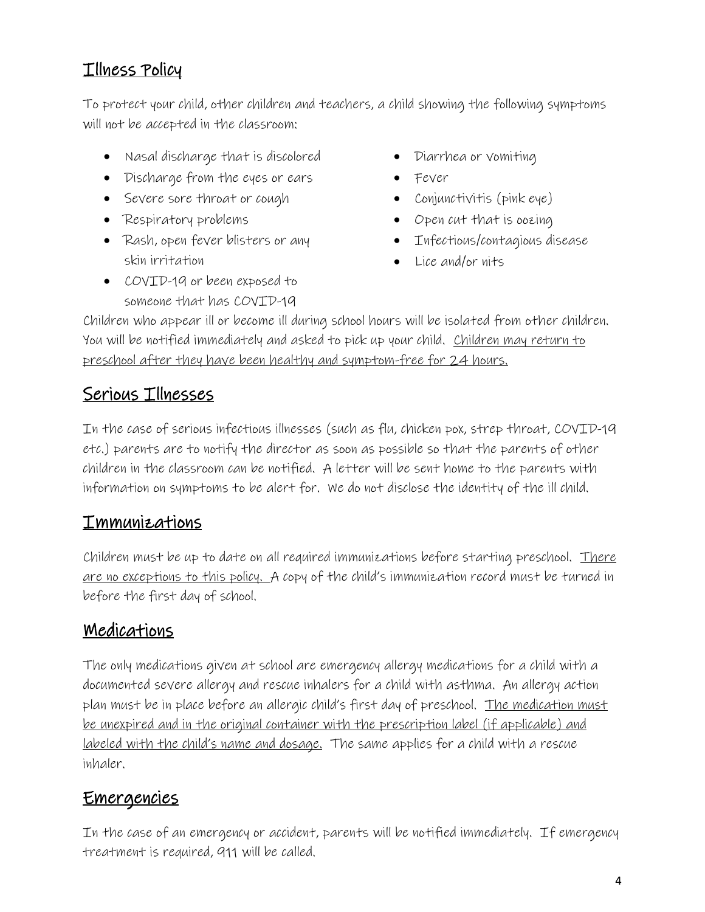## Illness Policy

To protect your child, other children and teachers, a child showing the following symptoms will not be accepted in the classroom:

- Nasal discharge that is discolored
- Discharge from the eyes or ears
- Severe sore throat or cough
- Respiratory problems
- Rash, open fever blisters or any skin irritation
- COVID-19 or been exposed to someone that has COVID-19
- Diarrhea or vomiting
- Fever
- Conjunctivitis (pink eye)
- Open cut that is oozing
- Infectious/contagious disease
- Lice and/or nits

Children who appear ill or become ill during school hours will be isolated from other children. You will be notified immediately and asked to pick up your child. Children may return to preschool after they have been healthy and symptom-free for 24 hours.

## Serious Illnesses

In the case of serious infectious illnesses (such as flu, chicken pox, strep throat, COVID-19 etc.) parents are to notify the director as soon as possible so that the parents of other children in the classroom can be notified. A letter will be sent home to the parents with information on symptoms to be alert for. We do not disclose the identity of the ill child.

## Immunizations

Children must be up to date on all required immunizations before starting preschool. There are no exceptions to this policy. A copy of the child's immunization record must be turned in before the first day of school.

## Medications

The only medications given at school are emergency allergy medications for a child with a documented severe allergy and rescue inhalers for a child with asthma. An allergy action plan must be in place before an allergic child's first day of preschool. The medication must be unexpired and in the original container with the prescription label (if applicable) and labeled with the child's name and dosage. The same applies for a child with a rescue inhaler.

## Emergencies

In the case of an emergency or accident, parents will be notified immediately. If emergency treatment is required, 911 will be called.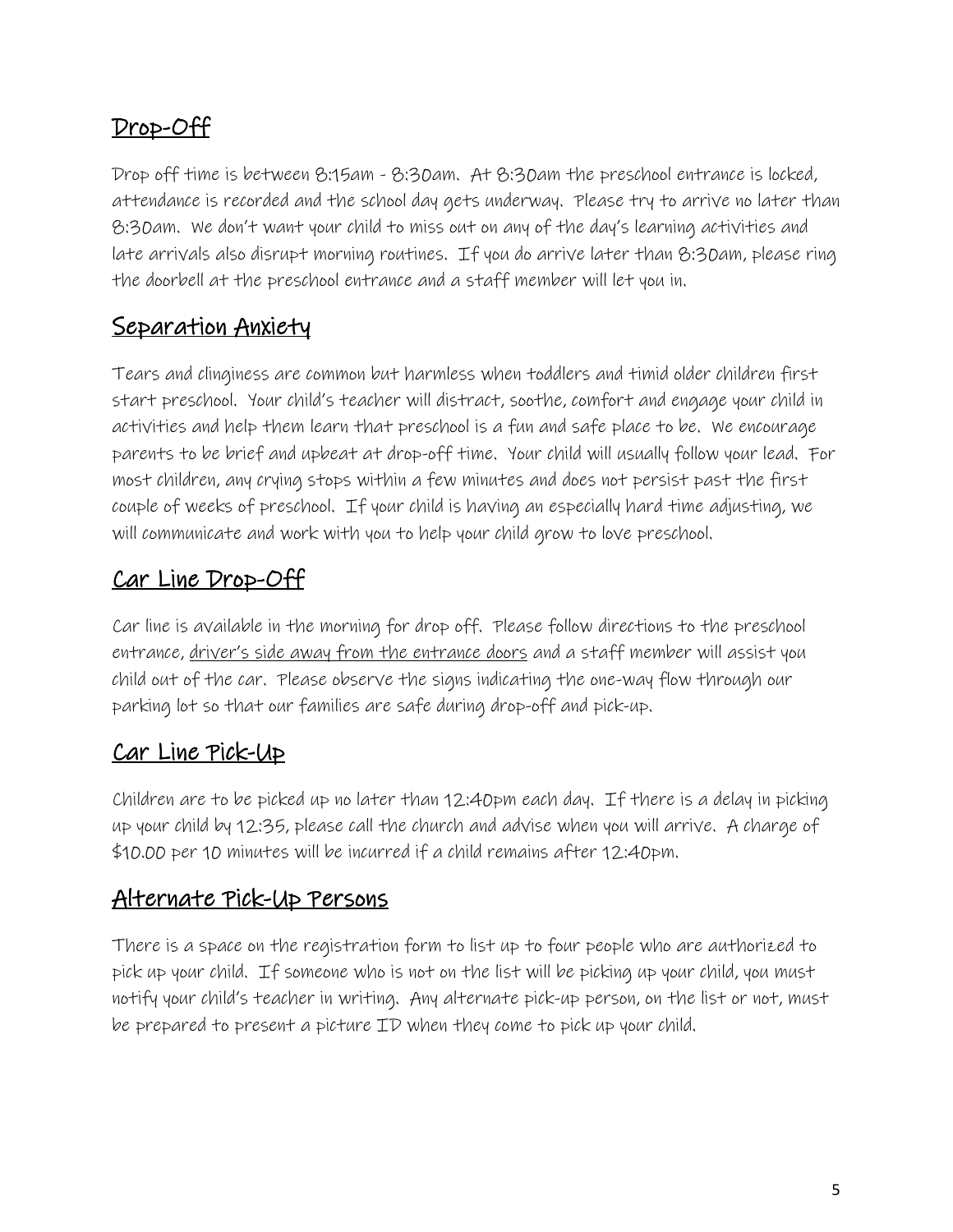## Drop-Off

Drop off time is between 8:15am - 8:30am. At 8:30am the preschool entrance is locked, attendance is recorded and the school day gets underway. Please try to arrive no later than 8:30am. We don't want your child to miss out on any of the day's learning activities and late arrivals also disrupt morning routines. If you do arrive later than 8:30am, please ring the doorbell at the preschool entrance and a staff member will let you in.

## Separation Anxiety

Tears and clinginess are common but harmless when toddlers and timid older children first start preschool. Your child's teacher will distract, soothe, comfort and engage your child in activities and help them learn that preschool is a fun and safe place to be. We encourage parents to be brief and upbeat at drop-off time. Your child will usually follow your lead. For most children, any crying stops within a few minutes and does not persist past the first couple of weeks of preschool. If your child is having an especially hard time adjusting, we will communicate and work with you to help your child grow to love preschool.

## Car Line Drop-Off

Car line is available in the morning for drop off. Please follow directions to the preschool entrance, driver's side away from the entrance doors and a staff member will assist you child out of the car. Please observe the signs indicating the one-way flow through our parking lot so that our families are safe during drop-off and pick-up.

## Car Line Pick-Up

Children are to be picked up no later than 12:40pm each day. If there is a delay in picking up your child by 12:35, please call the church and advise when you will arrive. A charge of $10.00 per 10 minutes will be incurred if a child remains after 12:40pm.

## Alternate Pick-Up Persons

There is a space on the registration form to list up to four people who are authorized to pick up your child. If someone who is not on the list will be picking up your child, you must notify your child's teacher in writing. Any alternate pick-up person, on the list or not, must be prepared to present a picture ID when they come to pick up your child.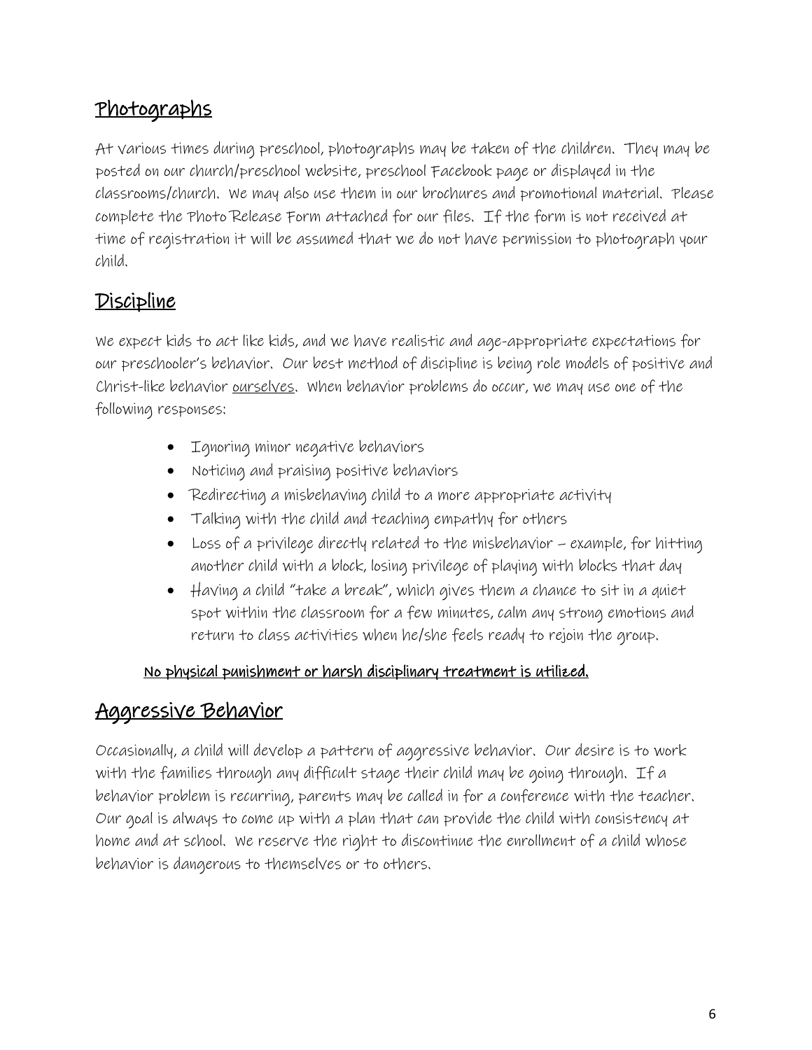## Photographs

At various times during preschool, photographs may be taken of the children. They may be posted on our church/preschool website, preschool Facebook page or displayed in the classrooms/church. We may also use them in our brochures and promotional material. Please complete the Photo Release Form attached for our files. If the form is not received at time of registration it will be assumed that we do not have permission to photograph your child.

## Discipline

We expect kids to act like kids, and we have realistic and age-appropriate expectations for our preschooler's behavior. Our best method of discipline is being role models of positive and Christ-like behavior ourselves. When behavior problems do occur, we may use one of the following responses:

- Ignoring minor negative behaviors
- Noticing and praising positive behaviors
- Redirecting a misbehaving child to a more appropriate activity
- Talking with the child and teaching empathy for others
- Loss of a privilege directly related to the misbehavior – example, for hitting another child with a block, losing privilege of playing with blocks that day
- Having a child "take a break", which gives them a chance to sit in a quiet spot within the classroom for a few minutes, calm any strong emotions and return to class activities when he/she feels ready to rejoin the group.

**No physical punishment or harsh disciplinary treatment is utilized.**

## Aggressive Behavior

Occasionally, a child will develop a pattern of aggressive behavior. Our desire is to work with the families through any difficult stage their child may be going through. If a behavior problem is recurring, parents may be called in for a conference with the teacher. Our goal is always to come up with a plan that can provide the child with consistency at home and at school. We reserve the right to discontinue the enrollment of a child whose behavior is dangerous to themselves or to others.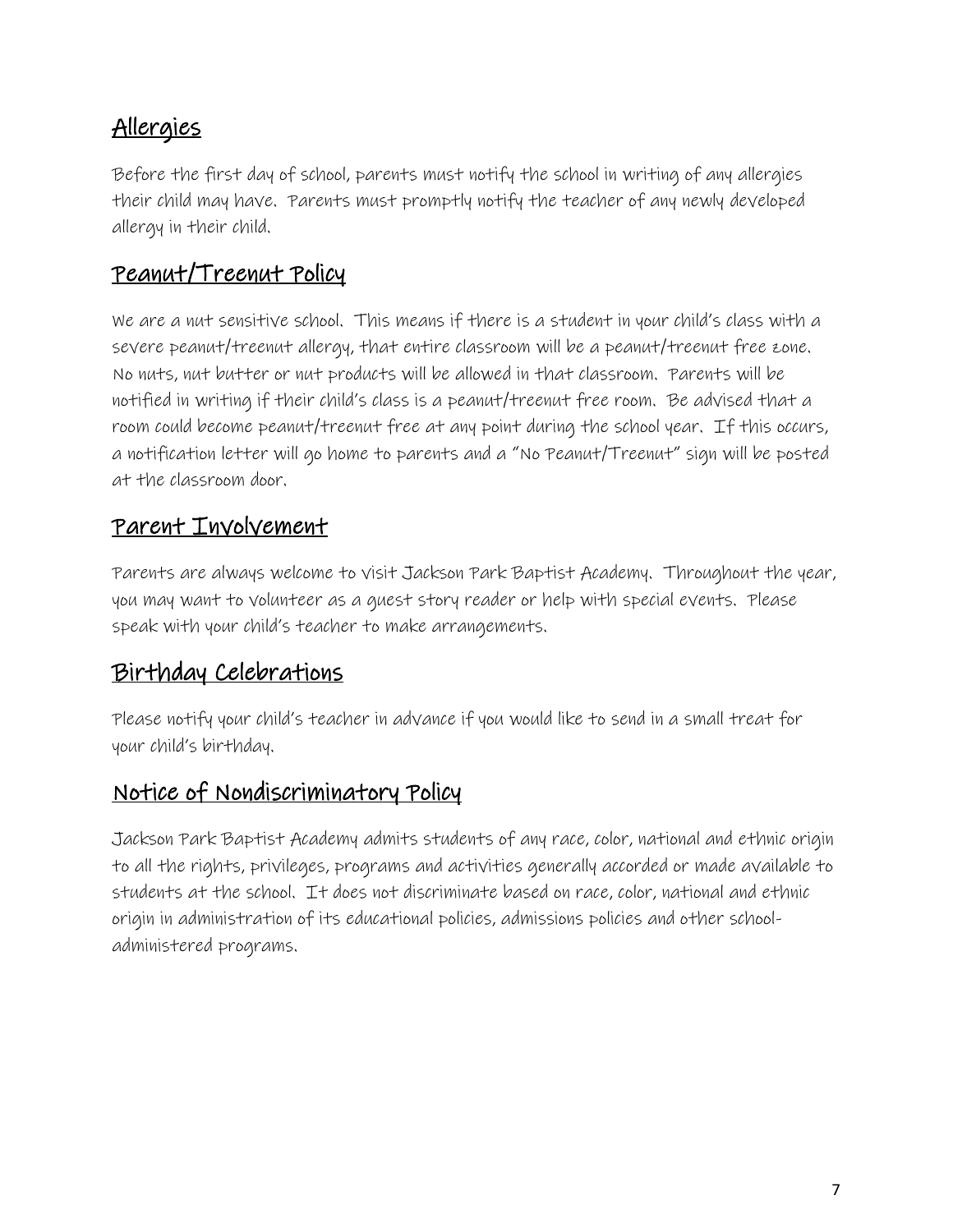## Allergies

Before the first day of school, parents must notify the school in writing of any allergies their child may have. Parents must promptly notify the teacher of any newly developed allergy in their child.

## Peanut/Treenut Policy

We are a nut sensitive school. This means if there is a student in your child's class with a severe peanut/treenut allergy, that entire classroom will be a peanut/treenut free zone. No nuts, nut butter or nut products will be allowed in that classroom. Parents will be notified in writing if their child's class is a peanut/treenut free room. Be advised that a room could become peanut/treenut free at any point during the school year. If this occurs, a notification letter will go home to parents and a "No Peanut/Treenut" sign will be posted at the classroom door.

## Parent Involvement

Parents are always welcome to visit Jackson Park Baptist Academy. Throughout the year, you may want to volunteer as a guest story reader or help with special events. Please speak with your child's teacher to make arrangements.

## Birthday Celebrations

Please notify your child's teacher in advance if you would like to send in a small treat for your child's birthday.

## Notice of Nondiscriminatory Policy

Jackson Park Baptist Academy admits students of any race, color, national and ethnic origin to all the rights, privileges, programs and activities generally accorded or made available to students at the school. It does not discriminate based on race, color, national and ethnic origin in administration of its educational policies, admissions policies and other school-administered programs.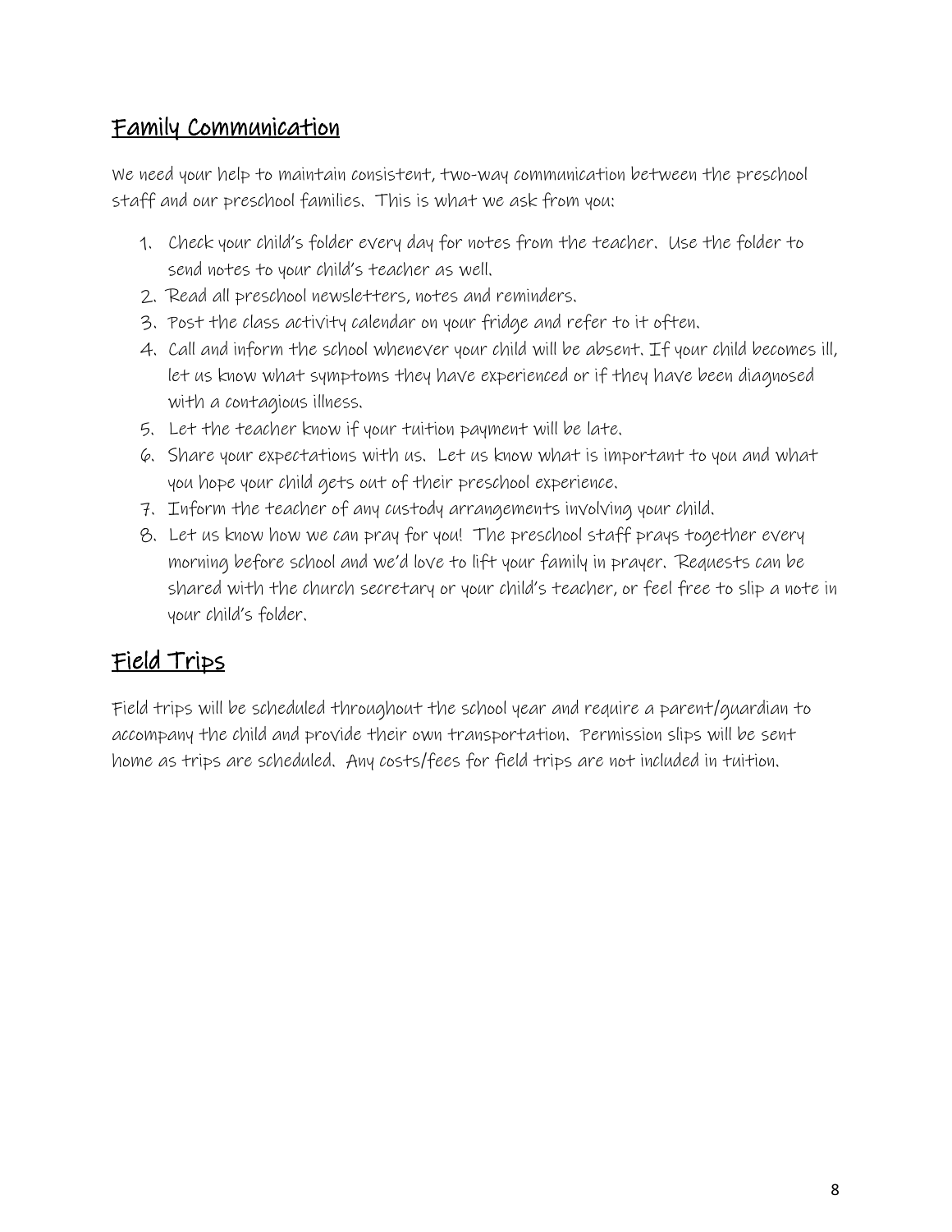## Family Communication

We need your help to maintain consistent, two-way communication between the preschool staff and our preschool families. This is what we ask from you:

1. Check your child's folder every day for notes from the teacher. Use the folder to send notes to your child's teacher as well.
2. Read all preschool newsletters, notes and reminders.
3. Post the class activity calendar on your fridge and refer to it often.
4. Call and inform the school whenever your child will be absent. If your child becomes ill, let us know what symptoms they have experienced or if they have been diagnosed with a contagious illness.
5. Let the teacher know if your tuition payment will be late.
6. Share your expectations with us. Let us know what is important to you and what you hope your child gets out of their preschool experience.
7. Inform the teacher of any custody arrangements involving your child.
8. Let us know how we can pray for you! The preschool staff prays together every morning before school and we'd love to lift your family in prayer. Requests can be shared with the church secretary or your child's teacher, or feel free to slip a note in your child's folder.

## Field Trips

Field trips will be scheduled throughout the school year and require a parent/guardian to accompany the child and provide their own transportation. Permission slips will be sent home as trips are scheduled. Any costs/fees for field trips are not included in tuition.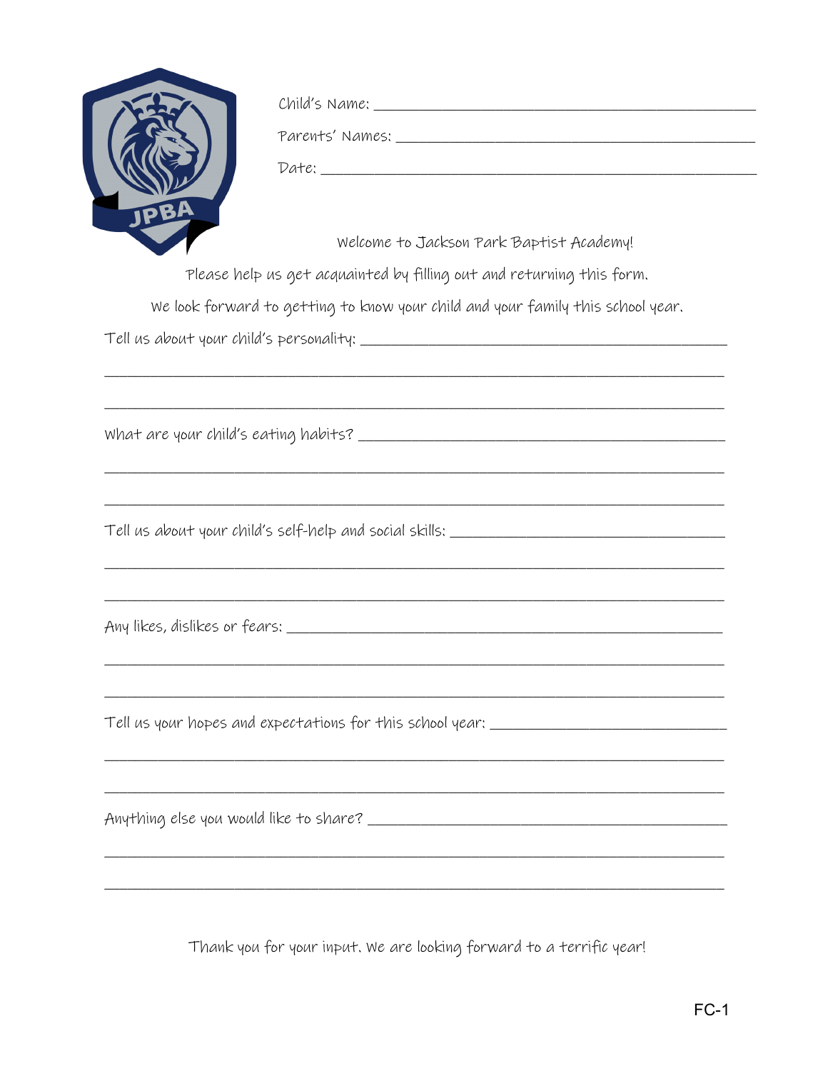Child's Name: ______________________________

Parents' Names: ______________________________

Date: ______________________________

Welcome to Jackson Park Baptist Academy!

Please help us get acquainted by filling out and returning this form.

We look forward to getting to know your child and your family this school year.

Tell us about your child's personality: ______________________________

______________________________

______________________________

What are your child's eating habits? ______________________________

______________________________

______________________________

Tell us about your child's self-help and social skills: ______________________________

______________________________

______________________________

Any likes, dislikes or fears: ______________________________

______________________________

______________________________

Tell us your hopes and expectations for this school year: ______________________________

______________________________

______________________________

Anything else you would like to share? ______________________________

______________________________

______________________________

Thank you for your input. We are looking forward to a terrific year!

FC-1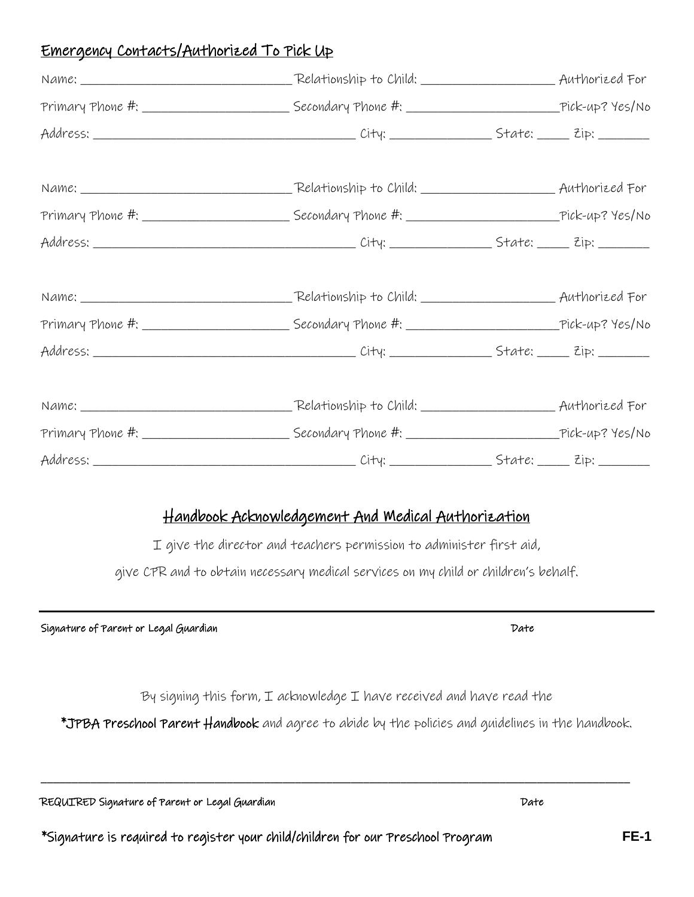## Emergency Contacts/Authorized To Pick Up

Name: ________________________________ Relationship to Child: ____________________ Authorized For
Primary Phone #: ______________________ Secondary Phone #: _______________________Pick-up? Yes/No
Address: ________________________________________ City: _______________ State: _____ Zip: ________

Name: ________________________________ Relationship to Child: ____________________ Authorized For
Primary Phone #: ______________________ Secondary Phone #: _______________________Pick-up? Yes/No
Address: ________________________________________ City: _______________ State: _____ Zip: ________

Name: ________________________________ Relationship to Child: ____________________ Authorized For
Primary Phone #: ______________________ Secondary Phone #: _______________________Pick-up? Yes/No
Address: ________________________________________ City: _______________ State: _____ Zip: ________

Name: ________________________________ Relationship to Child: ____________________ Authorized For
Primary Phone #: ______________________ Secondary Phone #: _______________________Pick-up? Yes/No
Address: ________________________________________ City: _______________ State: _____ Zip: ________

## Handbook Acknowledgement And Medical Authorization

I give the director and teachers permission to administer first aid,
give CPR and to obtain necessary medical services on my child or children's behalf.

_______________________________________________________________________________

Signature of Parent or Legal Guardian Date

By signing this form, I acknowledge I have received and have read the
***JPBA Preschool Parent Handbook** and agree to abide by the policies and guidelines in the handbook.

_______________________________________________________________________________

REQUIRED Signature of Parent or Legal Guardian Date

*Signature is required to register your child/children for our Preschool Program

FE-1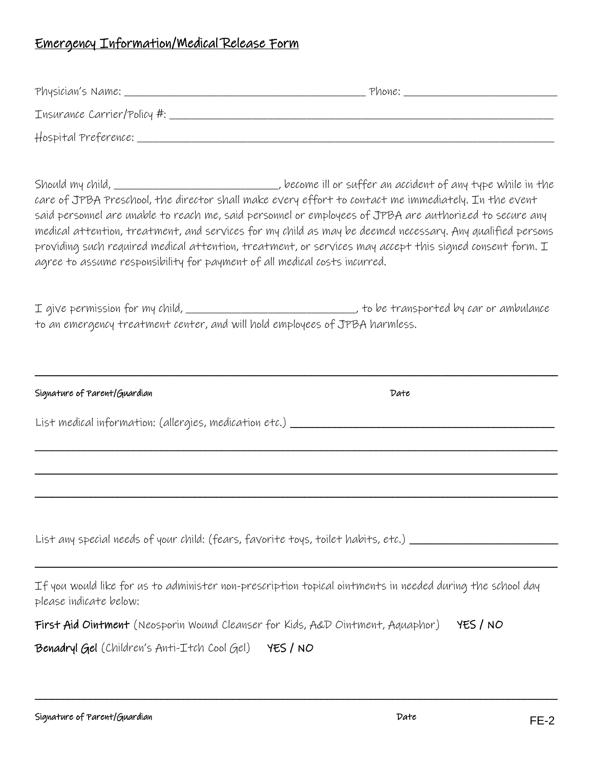# Emergency Information/Medical Release Form

Physician's Name: ____________________________________________ Phone: ___________________________

Insurance Carrier/Policy #: ______________________________________________________________________

Hospital Preference: ____________________________________________________________________________

Should my child, ____________________________, become ill or suffer an accident of any type while in the care of JPBA Preschool, the director shall make every effort to contact me immediately. In the event said personnel are unable to reach me, said personnel or employees of JPBA are authorized to secure any medical attention, treatment, and services for my child as may be deemed necessary. Any qualified persons providing such required medical attention, treatment, or services may accept this signed consent form. I agree to assume responsibility for payment of all medical costs incurred.

I give permission for my child, ______________________________, to be transported by car or ambulance to an emergency treatment center, and will hold employees of JPBA harmless.

_____________________________________________________________________________________________

**Signature of Parent/Guardian** **Date**

List medical information: (allergies, medication etc.) _______________________________________________

_____________________________________________________________________________________________

_____________________________________________________________________________________________

_____________________________________________________________________________________________

List any special needs of your child: (fears, favorite toys, toilet habits, etc.) _________________________

_____________________________________________________________________________________________

If you would like for us to administer non-prescription topical ointments in needed during the school day please indicate below:

**First Aid Ointment** (Neosporin Wound Cleanser for Kids, A&D Ointment, Aquaphor) **YES / NO**

**Benadryl Gel** (Children's Anti-Itch Cool Gel) **YES / NO**

_____________________________________________________________________________________________

**Signature of Parent/Guardian** **Date**

FE-2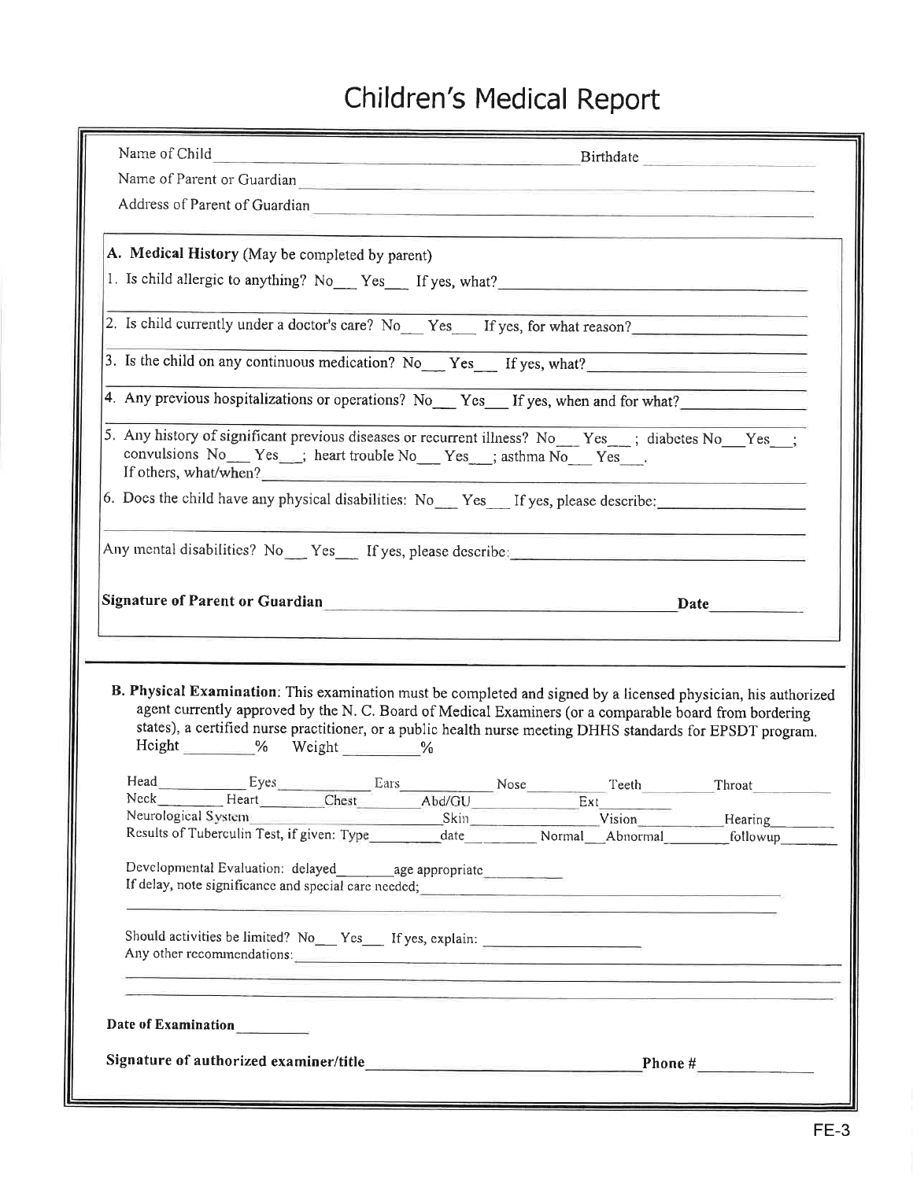# Children's Medical Report

Name of Child ______________________________ Birthdate __________

Name of Parent or Guardian ______________________________

Address of Parent of Guardian ______________________________

**A. Medical History** (May be completed by parent)

1. Is child allergic to anything? No___ Yes___ If yes, what? ______________________________

2. Is child currently under a doctor's care? No___ Yes___ If yes, for what reason? ______________________________

3. Is the child on any continuous medication? No___ Yes___ If yes, what? ______________________________

4. Any previous hospitalizations or operations? No___ Yes___ If yes, when and for what? ______________________________

5. Any history of significant previous diseases or recurrent illness? No___ Yes___; diabetes No___Yes___; convulsions No___ Yes___; heart trouble No___ Yes___; asthma No___ Yes___.
If others, what/when? ______________________________

6. Does the child have any physical disabilities: No___ Yes___ If yes, please describe: ______________________________

Any mental disabilities? No___ Yes___ If yes, please describe: ______________________________

**Signature of Parent or Guardian** ______________________________ **Date** __________

**B. Physical Examination**: This examination must be completed and signed by a licensed physician, his authorized agent currently approved by the N. C. Board of Medical Examiners (or a comparable board from bordering states), a certified nurse practitioner, or a public health nurse meeting DHHS standards for EPSDT program.

Height ________% Weight ________%

Head__________ Eyes__________ Ears__________ Nose__________ Teeth__________ Throat__________

Neck__________ Heart__________ Chest__________ Abd/GU__________ Ext__________

Neurological System__________ Skin__________ Vision__________ Hearing__________

Results of Tuberculin Test, if given: Type________ date________ Normal___Abnormal________ followup________

Developmental Evaluation: delayed________ age appropriate__________

If delay, note significance and special care needed; ______________________________

Should activities be limited? No___ Yes___ If yes, explain: ____________________

Any other recommendations: ______________________________

**Date of Examination** __________

**Signature of authorized examiner/title** ______________________________ **Phone #** __________

FE-3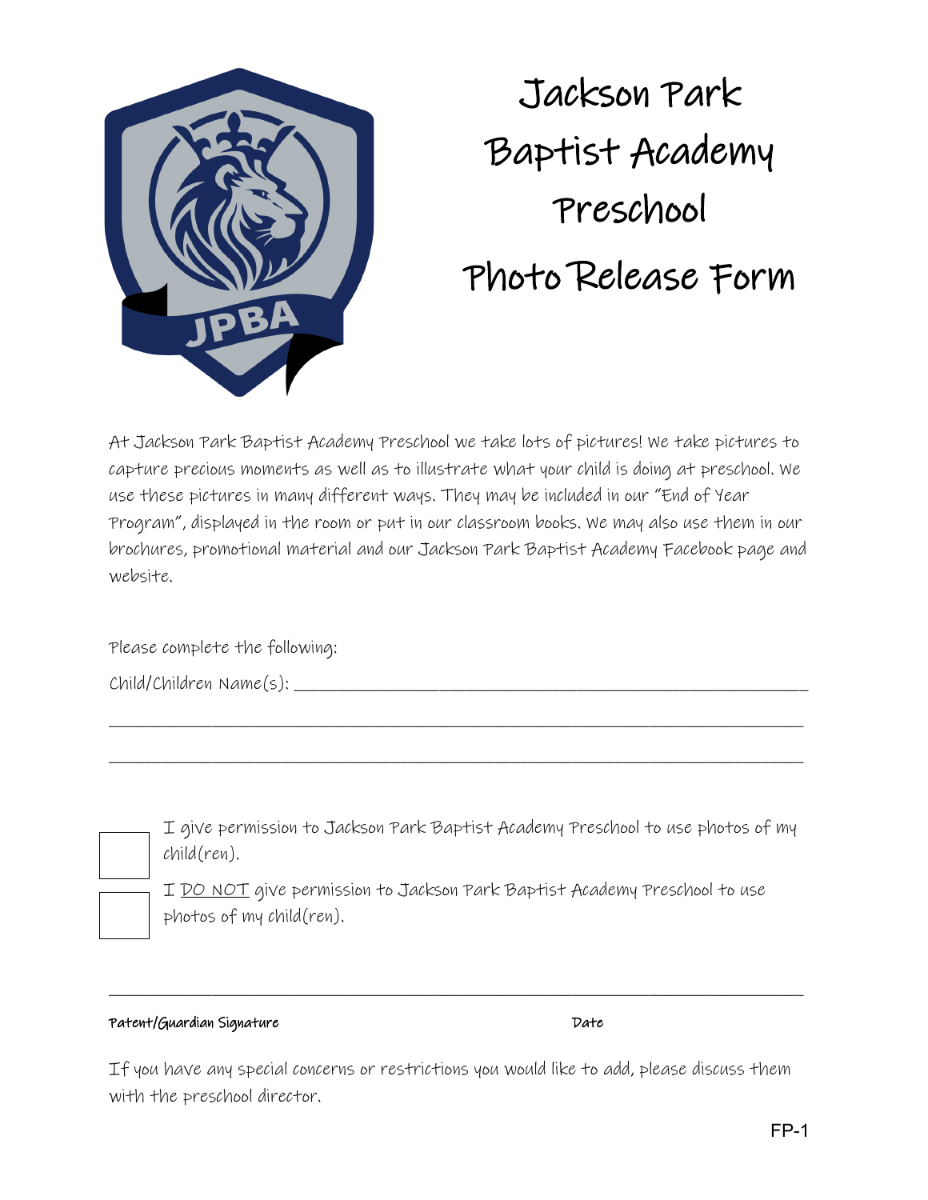# Jackson Park Baptist Academy Preschool Photo Release Form

At Jackson Park Baptist Academy Preschool we take lots of pictures! We take pictures to capture precious moments as well as to illustrate what your child is doing at preschool. We use these pictures in many different ways. They may be included in our "End of Year Program", displayed in the room or put in our classroom books. We may also use them in our brochures, promotional material and our Jackson Park Baptist Academy Facebook page and website.

Please complete the following:

Child/Children Name(s): ____________________________________________

________________________________________________________________

________________________________________________________________

☐ I give permission to Jackson Park Baptist Academy Preschool to use photos of my child(ren).

☐ I DO NOT give permission to Jackson Park Baptist Academy Preschool to use photos of my child(ren).

________________________________________________________________

**Patent/Guardian Signature** **Date**

If you have any special concerns or restrictions you would like to add, please discuss them with the preschool director.

FP-1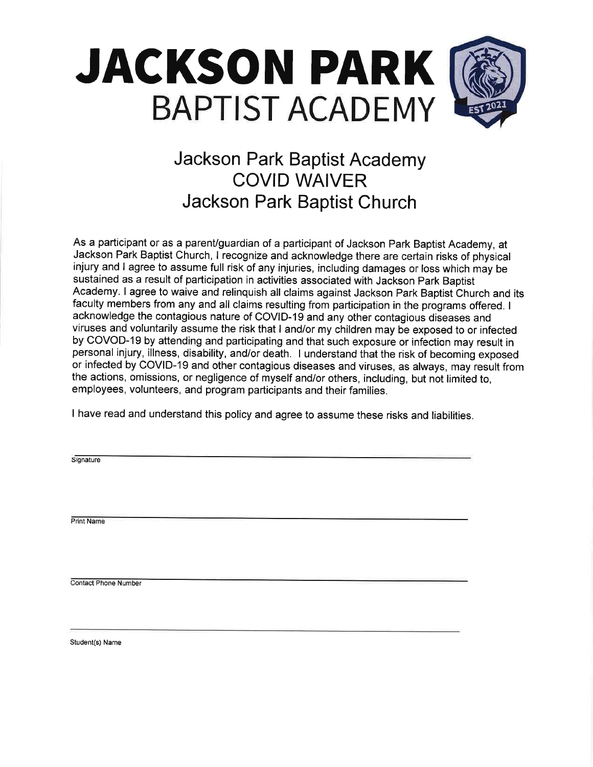# JACKSON PARK
## BAPTIST ACADEMY

EST 2021

## Jackson Park Baptist Academy
## COVID WAIVER
## Jackson Park Baptist Church

As a participant or as a parent/guardian of a participant of Jackson Park Baptist Academy, at Jackson Park Baptist Church, I recognize and acknowledge there are certain risks of physical injury and I agree to assume full risk of any injuries, including damages or loss which may be sustained as a result of participation in activities associated with Jackson Park Baptist Academy. I agree to waive and relinquish all claims against Jackson Park Baptist Church and its faculty members from any and all claims resulting from participation in the programs offered. I acknowledge the contagious nature of COVID-19 and any other contagious diseases and viruses and voluntarily assume the risk that I and/or my children may be exposed to or infected by COVOD-19 by attending and participating and that such exposure or infection may result in personal injury, illness, disability, and/or death. I understand that the risk of becoming exposed or infected by COVID-19 and other contagious diseases and viruses, as always, may result from the actions, omissions, or negligence of myself and/or others, including, but not limited to, employees, volunteers, and program participants and their families.

I have read and understand this policy and agree to assume these risks and liabilities.

______________________________
Signature

______________________________
Print Name

______________________________
Contact Phone Number

______________________________
Student(s) Name